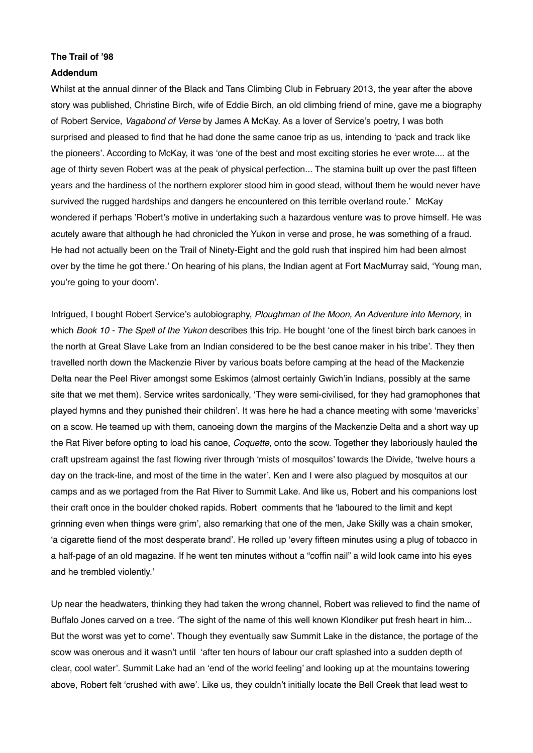**The Trail of '98**

**Addendum**

Whilst at the annual dinner of the Black and Tans Climbing Club in February 2013, the year after the above story was published, Christine Birch, wife of Eddie Birch, an old climbing friend of mine, gave me a biography of Robert Service, *Vagabond of Verse* by James A McKay. As a lover of Service's poetry, I was both surprised and pleased to find that he had done the same canoe trip as us, intending to 'pack and track like the pioneers'. According to McKay, it was 'one of the best and most exciting stories he ever wrote.... at the age of thirty seven Robert was at the peak of physical perfection... The stamina built up over the past fifteen years and the hardiness of the northern explorer stood him in good stead, without them he would never have survived the rugged hardships and dangers he encountered on this terrible overland route.' McKay wondered if perhaps 'Robert's motive in undertaking such a hazardous venture was to prove himself. He was acutely aware that although he had chronicled the Yukon in verse and prose, he was something of a fraud. He had not actually been on the Trail of Ninety-Eight and the gold rush that inspired him had been almost over by the time he got there.' On hearing of his plans, the Indian agent at Fort MacMurray said, 'Young man, you're going to your doom'.

Intrigued, I bought Robert Service's autobiography, *Ploughman of the Moon, An Adventure into Memory*, in which *Book 10 - The Spell of the Yukon* describes this trip. He bought 'one of the finest birch bark canoes in the north at Great Slave Lake from an Indian considered to be the best canoe maker in his tribe'. They then travelled north down the Mackenzie River by various boats before camping at the head of the Mackenzie Delta near the Peel River amongst some Eskimos (almost certainly Gwich'in Indians, possibly at the same site that we met them). Service writes sardonically, 'They were semi-civilised, for they had gramophones that played hymns and they punished their children'. It was here he had a chance meeting with some 'mavericks' on a scow. He teamed up with them, canoeing down the margins of the Mackenzie Delta and a short way up the Rat River before opting to load his canoe, *Coquette,* onto the scow. Together they laboriously hauled the craft upstream against the fast flowing river through 'mists of mosquitos' towards the Divide, 'twelve hours a day on the track-line, and most of the time in the water'. Ken and I were also plagued by mosquitos at our camps and as we portaged from the Rat River to Summit Lake. And like us, Robert and his companions lost their craft once in the boulder choked rapids. Robert comments that he 'laboured to the limit and kept grinning even when things were grim', also remarking that one of the men, Jake Skilly was a chain smoker, 'a cigarette fiend of the most desperate brand'. He rolled up 'every fifteen minutes using a plug of tobacco in a half-page of an old magazine. If he went ten minutes without a "coffin nail" a wild look came into his eyes and he trembled violently.'

Up near the headwaters, thinking they had taken the wrong channel, Robert was relieved to find the name of Buffalo Jones carved on a tree. 'The sight of the name of this well known Klondiker put fresh heart in him... But the worst was yet to come'. Though they eventually saw Summit Lake in the distance, the portage of the scow was onerous and it wasn't until 'after ten hours of labour our craft splashed into a sudden depth of clear, cool water'. Summit Lake had an 'end of the world feeling' and looking up at the mountains towering above, Robert felt 'crushed with awe'. Like us, they couldn't initially locate the Bell Creek that lead west to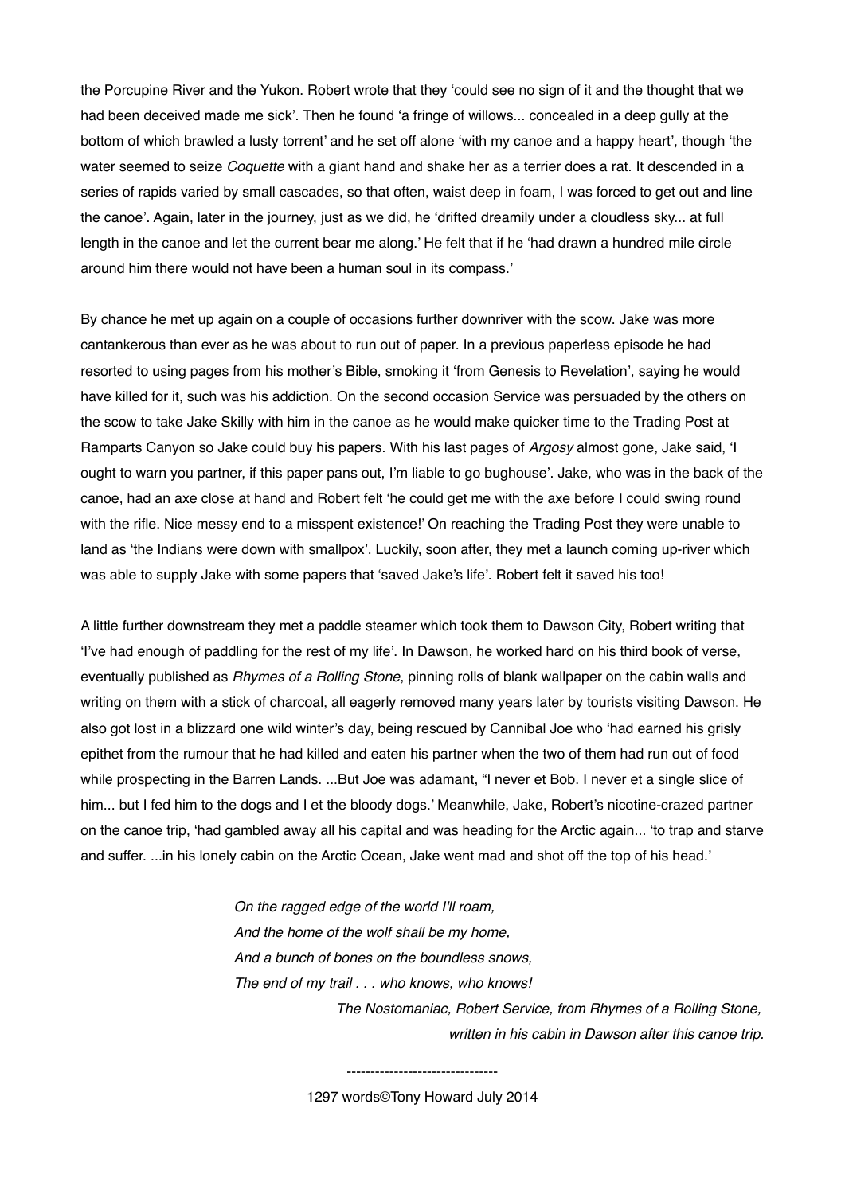the Porcupine River and the Yukon. Robert wrote that they 'could see no sign of it and the thought that we had been deceived made me sick'. Then he found 'a fringe of willows... concealed in a deep gully at the bottom of which brawled a lusty torrent' and he set off alone 'with my canoe and a happy heart', though 'the water seemed to seize *Coquette* with a giant hand and shake her as a terrier does a rat. It descended in a series of rapids varied by small cascades, so that often, waist deep in foam, I was forced to get out and line the canoe'. Again, later in the journey, just as we did, he 'drifted dreamily under a cloudless sky... at full length in the canoe and let the current bear me along.' He felt that if he 'had drawn a hundred mile circle around him there would not have been a human soul in its compass.'

By chance he met up again on a couple of occasions further downriver with the scow. Jake was more cantankerous than ever as he was about to run out of paper. In a previous paperless episode he had resorted to using pages from his mother's Bible, smoking it 'from Genesis to Revelation', saying he would have killed for it, such was his addiction. On the second occasion Service was persuaded by the others on the scow to take Jake Skilly with him in the canoe as he would make quicker time to the Trading Post at Ramparts Canyon so Jake could buy his papers. With his last pages of *Argosy* almost gone, Jake said, 'I ought to warn you partner, if this paper pans out, I'm liable to go bughouse'. Jake, who was in the back of the canoe, had an axe close at hand and Robert felt 'he could get me with the axe before I could swing round with the rifle. Nice messy end to a misspent existence!' On reaching the Trading Post they were unable to land as 'the Indians were down with smallpox'. Luckily, soon after, they met a launch coming up-river which was able to supply Jake with some papers that 'saved Jake's life'. Robert felt it saved his too!

A little further downstream they met a paddle steamer which took them to Dawson City, Robert writing that 'I've had enough of paddling for the rest of my life'. In Dawson, he worked hard on his third book of verse, eventually published as *Rhymes of a Rolling Stone*, pinning rolls of blank wallpaper on the cabin walls and writing on them with a stick of charcoal, all eagerly removed many years later by tourists visiting Dawson. He also got lost in a blizzard one wild winter's day, being rescued by Cannibal Joe who 'had earned his grisly epithet from the rumour that he had killed and eaten his partner when the two of them had run out of food while prospecting in the Barren Lands. ...But Joe was adamant, "I never et Bob. I never et a single slice of him... but I fed him to the dogs and I et the bloody dogs.' Meanwhile, Jake, Robert's nicotine-crazed partner on the canoe trip, 'had gambled away all his capital and was heading for the Arctic again... 'to trap and starve and suffer. ...in his lonely cabin on the Arctic Ocean, Jake went mad and shot off the top of his head.'

*On the ragged edge of the world I'll roam,*
*And the home of the wolf shall be my home,*
*And a bunch of bones on the boundless snows,*
*The end of my trail . . . who knows, who knows!*

*The Nostomaniac, Robert Service, from Rhymes of a Rolling Stone,*
*written in his cabin in Dawson after this canoe trip.*

--------------------------------

1297 words©Tony Howard July 2014